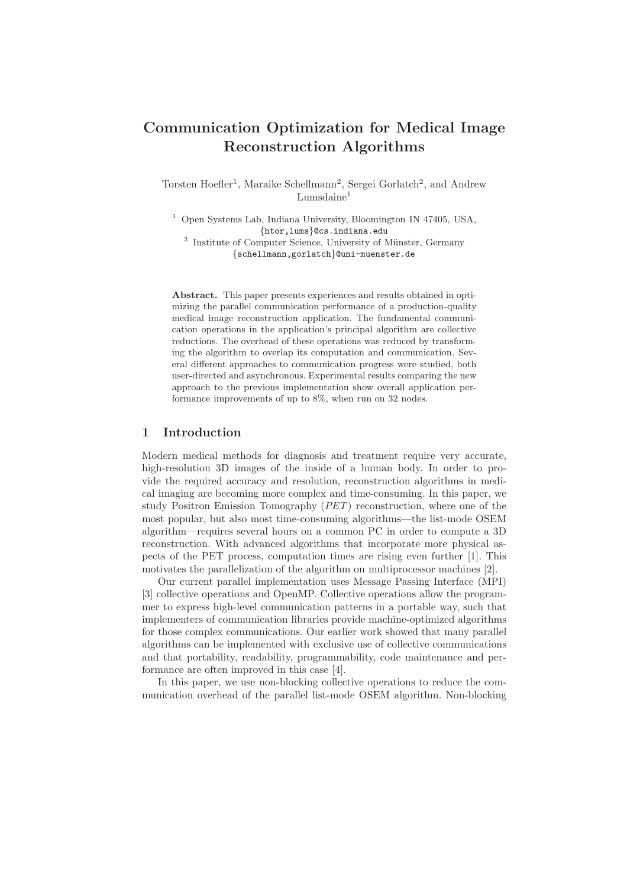# Communication Optimization for Medical Image Reconstruction Algorithms

Torsten Hoefler[1], Maraike Schellmann[2], Sergei Gorlatch[2], and Andrew Lumsdaine[1]

[1] Open Systems Lab, Indiana University, Bloomington IN 47405, USA, {htor,lums}@cs.indiana.edu

[2] Institute of Computer Science, University of Münster, Germany {schellmann,gorlatch}@uni-muenster.de

**Abstract.** This paper presents experiences and results obtained in optimizing the parallel communication performance of a production-quality medical image reconstruction application. The fundamental communication operations in the application's principal algorithm are collective reductions. The overhead of these operations was reduced by transforming the algorithm to overlap its computation and communication. Several different approaches to communication progress were studied, both user-directed and asynchronous. Experimental results comparing the new approach to the previous implementation show overall application performance improvements of up to 8%, when run on 32 nodes.

## 1 Introduction

Modern medical methods for diagnosis and treatment require very accurate, high-resolution 3D images of the inside of a human body. In order to provide the required accuracy and resolution, reconstruction algorithms in medical imaging are becoming more complex and time-consuming. In this paper, we study Positron Emission Tomography (*PET*) reconstruction, where one of the most popular, but also most time-consuming algorithms—the list-mode OSEM algorithm—requires several hours on a common PC in order to compute a 3D reconstruction. With advanced algorithms that incorporate more physical aspects of the PET process, computation times are rising even further [1]. This motivates the parallelization of the algorithm on multiprocessor machines [2].

Our current parallel implementation uses Message Passing Interface (MPI) [3] collective operations and OpenMP. Collective operations allow the programmer to express high-level communication patterns in a portable way, such that implementers of communication libraries provide machine-optimized algorithms for those complex communications. Our earlier work showed that many parallel algorithms can be implemented with exclusive use of collective communications and that portability, readability, programmability, code maintenance and performance are often improved in this case [4].

In this paper, we use non-blocking collective operations to reduce the communication overhead of the parallel list-mode OSEM algorithm. Non-blocking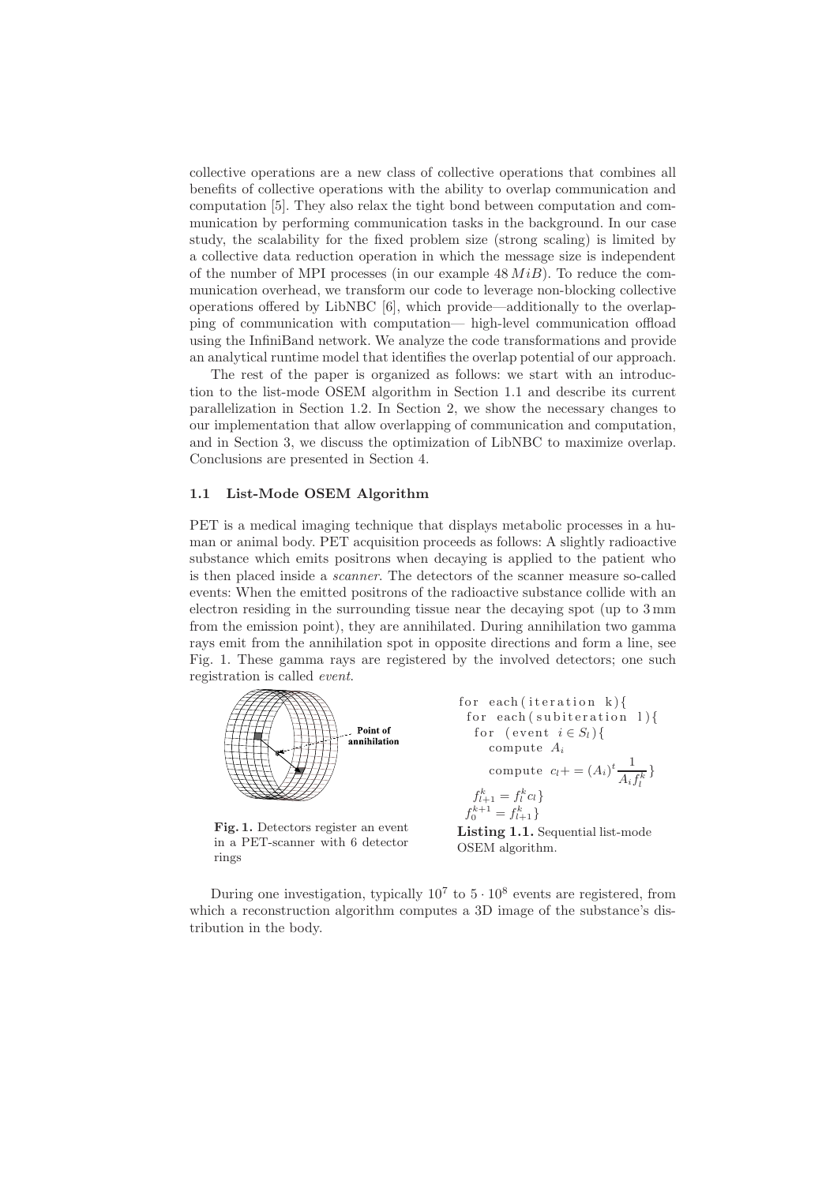collective operations are a new class of collective operations that combines all benefits of collective operations with the ability to overlap communication and computation [5]. They also relax the tight bond between computation and communication by performing communication tasks in the background. In our case study, the scalability for the fixed problem size (strong scaling) is limited by a collective data reduction operation in which the message size is independent of the number of MPI processes (in our example $48\,MiB$). To reduce the communication overhead, we transform our code to leverage non-blocking collective operations offered by LibNBC [6], which provide—additionally to the overlapping of communication with computation— high-level communication offload using the InfiniBand network. We analyze the code transformations and provide an analytical runtime model that identifies the overlap potential of our approach.

The rest of the paper is organized as follows: we start with an introduction to the list-mode OSEM algorithm in Section 1.1 and describe its current parallelization in Section 1.2. In Section 2, we show the necessary changes to our implementation that allow overlapping of communication and computation, and in Section 3, we discuss the optimization of LibNBC to maximize overlap. Conclusions are presented in Section 4.

### 1.1 List-Mode OSEM Algorithm

PET is a medical imaging technique that displays metabolic processes in a human or animal body. PET acquisition proceeds as follows: A slightly radioactive substance which emits positrons when decaying is applied to the patient who is then placed inside a *scanner*. The detectors of the scanner measure so-called events: When the emitted positrons of the radioactive substance collide with an electron residing in the surrounding tissue near the decaying spot (up to 3 mm from the emission point), they are annihilated. During annihilation two gamma rays emit from the annihilation spot in opposite directions and form a line, see Fig. 1. These gamma rays are registered by the involved detectors; one such registration is called *event*.

**Fig. 1.** Detectors register an event in a PET-scanner with 6 detector rings

```
for each(iteration k){
 for each(subiteration l){
  for (event i ∈ S_l){
    compute A_i
    compute c_l += (A_i)^t 1/(A_i f_l^k) }
  f_{l+1}^k = f_l^k c_l }
 f_0^{k+1} = f_{l+1}^k }
```

**Listing 1.1.** Sequential list-mode OSEM algorithm.

During one investigation, typically $10^7$ to $5 \cdot 10^8$ events are registered, from which a reconstruction algorithm computes a 3D image of the substance's distribution in the body.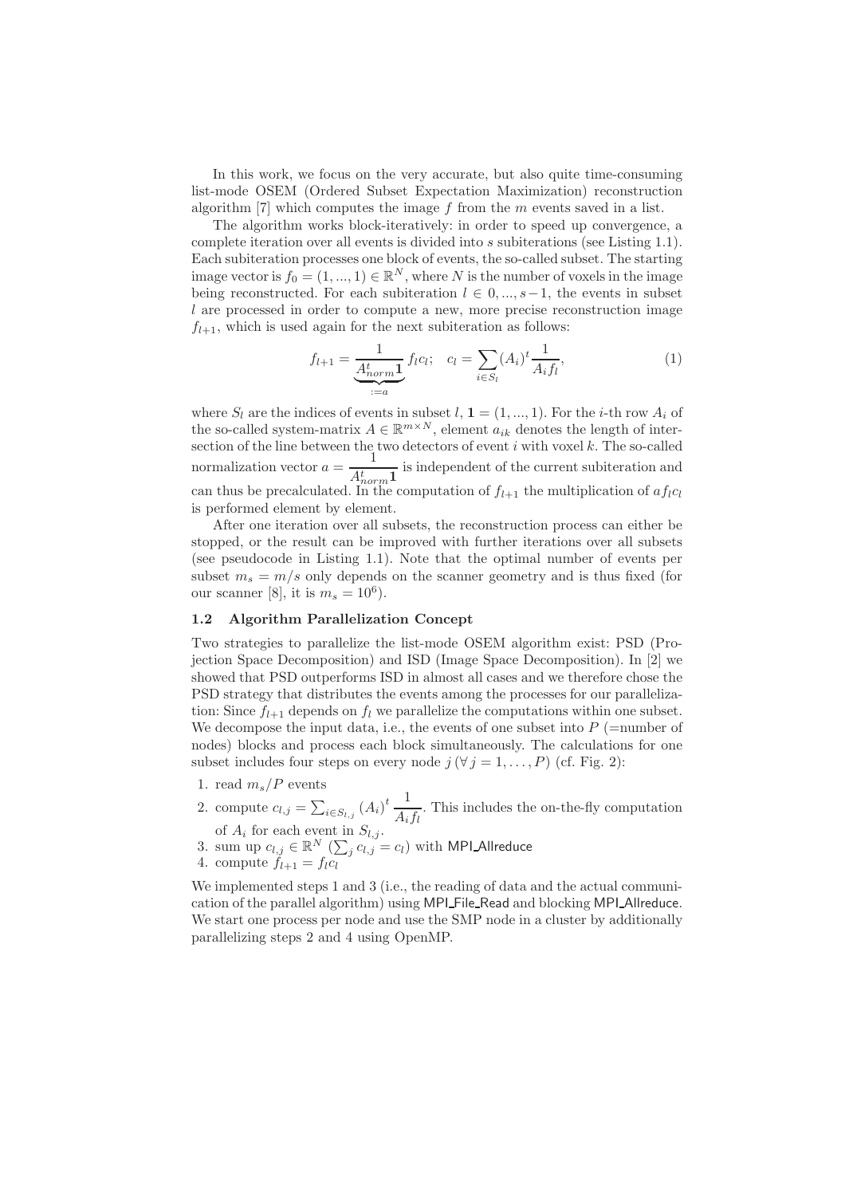In this work, we focus on the very accurate, but also quite time-consuming list-mode OSEM (Ordered Subset Expectation Maximization) reconstruction algorithm [7] which computes the image $f$ from the $m$ events saved in a list.

The algorithm works block-iteratively: in order to speed up convergence, a complete iteration over all events is divided into $s$ subiterations (see Listing 1.1). Each subiteration processes one block of events, the so-called subset. The starting image vector is $f_0 = (1, ..., 1) \in \mathbb{R}^N$, where $N$ is the number of voxels in the image being reconstructed. For each subiteration $l \in 0, ..., s-1$, the events in subset $l$ are processed in order to compute a new, more precise reconstruction image $f_{l+1}$, which is used again for the next subiteration as follows:

$$f_{l+1} = \underbrace{\frac{1}{A_{norm}^t \mathbf{1}}}_{:=a} f_l c_l; \quad c_l = \sum_{i \in S_l} (A_i)^t \frac{1}{A_i f_l}, \tag{1}$$

where $S_l$ are the indices of events in subset $l$, $\mathbf{1} = (1, ..., 1)$. For the $i$-th row $A_i$ of the so-called system-matrix $A \in \mathbb{R}^{m \times N}$, element $a_{ik}$ denotes the length of intersection of the line between the two detectors of event $i$ with voxel $k$. The so-called normalization vector $a = \frac{1}{A_{norm}^t \mathbf{1}}$ is independent of the current subiteration and can thus be precalculated. In the computation of $f_{l+1}$ the multiplication of $a f_l c_l$ is performed element by element.

After one iteration over all subsets, the reconstruction process can either be stopped, or the result can be improved with further iterations over all subsets (see pseudocode in Listing 1.1). Note that the optimal number of events per subset $m_s = m/s$ only depends on the scanner geometry and is thus fixed (for our scanner [8], it is $m_s = 10^6$).

### 1.2 Algorithm Parallelization Concept

Two strategies to parallelize the list-mode OSEM algorithm exist: PSD (Projection Space Decomposition) and ISD (Image Space Decomposition). In [2] we showed that PSD outperforms ISD in almost all cases and we therefore chose the PSD strategy that distributes the events among the processes for our parallelization: Since $f_{l+1}$ depends on $f_l$ we parallelize the computations within one subset. We decompose the input data, i.e., the events of one subset into $P$ (=number of nodes) blocks and process each block simultaneously. The calculations for one subset includes four steps on every node $j$ ($\forall j = 1, \ldots, P$) (cf. Fig. 2):

1. read $m_s/P$ events
2. compute $c_{l,j} = \sum_{i \in S_{l,j}} (A_i)^t \frac{1}{A_i f_l}$. This includes the on-the-fly computation of $A_i$ for each event in $S_{l,j}$.
3. sum up $c_{l,j} \in \mathbb{R}^N$ ($\sum_j c_{l,j} = c_l$) with MPI_Allreduce
4. compute $f_{l+1} = f_l c_l$

We implemented steps 1 and 3 (i.e., the reading of data and the actual communication of the parallel algorithm) using MPI_File_Read and blocking MPI_Allreduce. We start one process per node and use the SMP node in a cluster by additionally parallelizing steps 2 and 4 using OpenMP.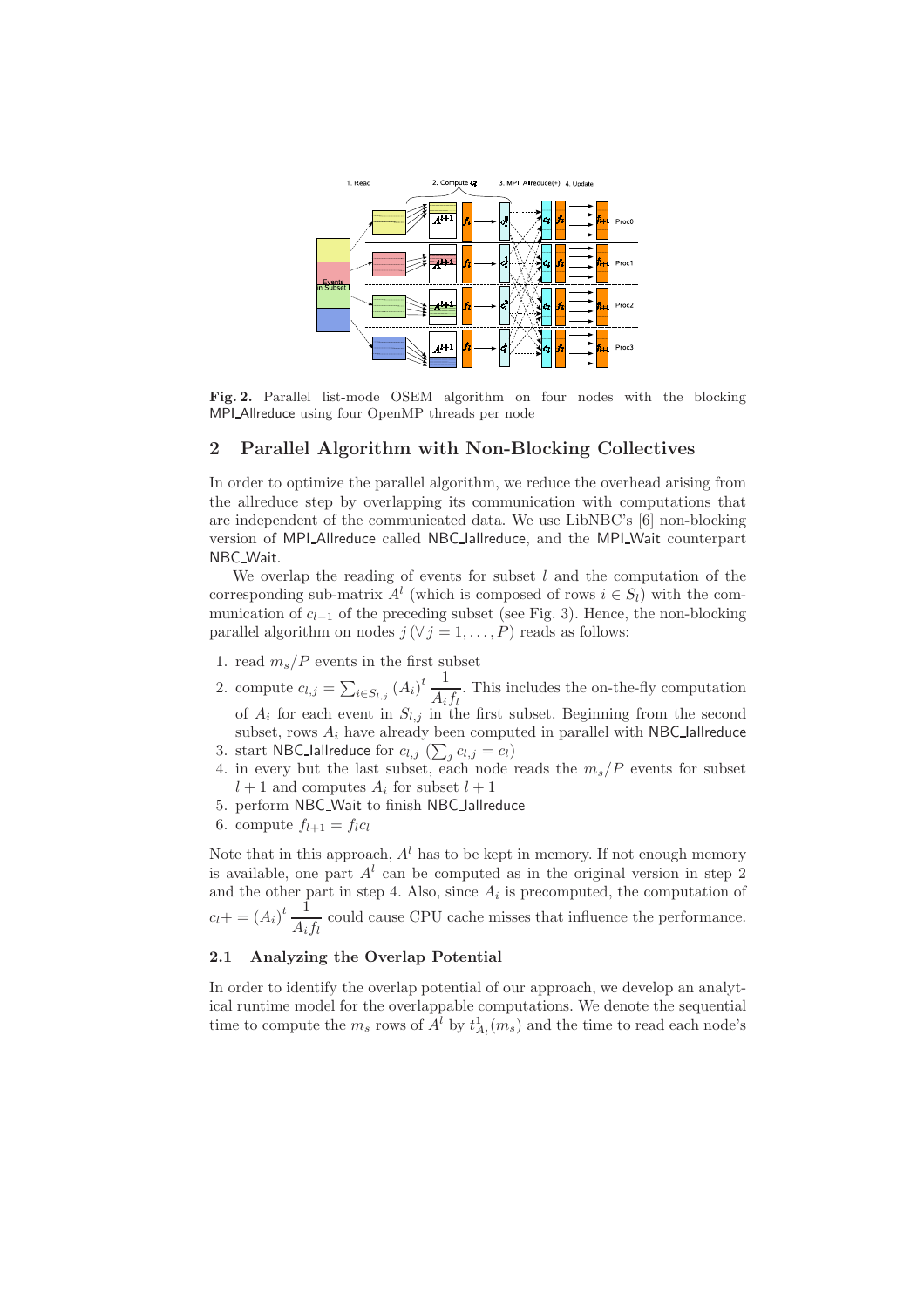**Fig. 2.** Parallel list-mode OSEM algorithm on four nodes with the blocking MPI_Allreduce using four OpenMP threads per node

## 2 Parallel Algorithm with Non-Blocking Collectives

In order to optimize the parallel algorithm, we reduce the overhead arising from the allreduce step by overlapping its communication with computations that are independent of the communicated data. We use LibNBC's [6] non-blocking version of MPI_Allreduce called NBC_Iallreduce, and the MPI_Wait counterpart NBC_Wait.

We overlap the reading of events for subset $l$ and the computation of the corresponding sub-matrix $A^l$ (which is composed of rows $i \in S_l$) with the communication of $c_{l-1}$ of the preceding subset (see Fig. 3). Hence, the non-blocking parallel algorithm on nodes $j\,(\forall\, j = 1, \ldots, P)$ reads as follows:

1. read $m_s/P$ events in the first subset
2. compute $c_{l,j} = \sum_{i \in S_{l,j}} (A_i)^t \dfrac{1}{A_i f_l}$. This includes the on-the-fly computation of $A_i$ for each event in $S_{l,j}$ in the first subset. Beginning from the second subset, rows $A_i$ have already been computed in parallel with NBC_Iallreduce
3. start NBC_Iallreduce for $c_{l,j}$ ($\sum_j c_{l,j} = c_l$)
4. in every but the last subset, each node reads the $m_s/P$ events for subset $l+1$ and computes $A_i$ for subset $l+1$
5. perform NBC_Wait to finish NBC_Iallreduce
6. compute $f_{l+1} = f_l c_l$

Note that in this approach, $A^l$ has to be kept in memory. If not enough memory is available, one part $A^l$ can be computed as in the original version in step 2 and the other part in step 4. Also, since $A_i$ is precomputed, the computation of $c_l + = (A_i)^t \dfrac{1}{A_i f_l}$ could cause CPU cache misses that influence the performance.

### 2.1 Analyzing the Overlap Potential

In order to identify the overlap potential of our approach, we develop an analytical runtime model for the overlappable computations. We denote the sequential time to compute the $m_s$ rows of $A^l$ by $t^1_{A_l}(m_s)$ and the time to read each node's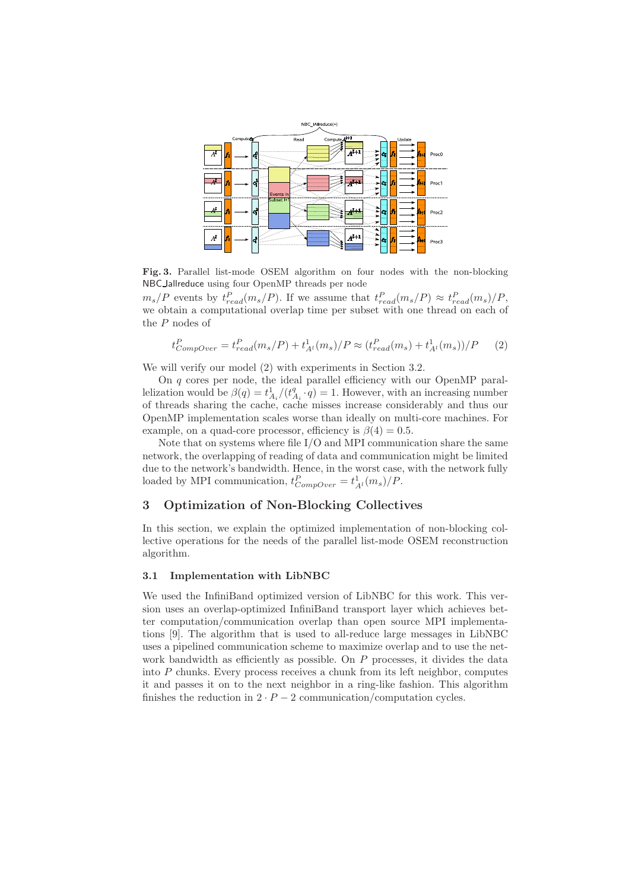**Fig. 3.** Parallel list-mode OSEM algorithm on four nodes with the non-blocking NBC_Iallreduce using four OpenMP threads per node

$m_s/P$ events by $t^P_{read}(m_s/P)$. If we assume that $t^P_{read}(m_s/P) \approx t^P_{read}(m_s)/P$, we obtain a computational overlap time per subset with one thread on each of the $P$ nodes of

$$t^P_{CompOver} = t^P_{read}(m_s/P) + t^1_{A^l}(m_s)/P \approx (t^P_{read}(m_s) + t^1_{A^l}(m_s))/P \qquad (2)$$

We will verify our model (2) with experiments in Section 3.2.

On $q$ cores per node, the ideal parallel efficiency with our OpenMP parallelization would be $\beta(q) = t^1_{A_i}/(t^q_{A_i} \cdot q) = 1$. However, with an increasing number of threads sharing the cache, cache misses increase considerably and thus our OpenMP implementation scales worse than ideally on multi-core machines. For example, on a quad-core processor, efficiency is $\beta(4) = 0.5$.

Note that on systems where file I/O and MPI communication share the same network, the overlapping of reading of data and communication might be limited due to the network's bandwidth. Hence, in the worst case, with the network fully loaded by MPI communication, $t^P_{CompOver} = t^1_{A^l}(m_s)/P$.

## 3 Optimization of Non-Blocking Collectives

In this section, we explain the optimized implementation of non-blocking collective operations for the needs of the parallel list-mode OSEM reconstruction algorithm.

### 3.1 Implementation with LibNBC

We used the InfiniBand optimized version of LibNBC for this work. This version uses an overlap-optimized InfiniBand transport layer which achieves better computation/communication overlap than open source MPI implementations [9]. The algorithm that is used to all-reduce large messages in LibNBC uses a pipelined communication scheme to maximize overlap and to use the network bandwidth as efficiently as possible. On $P$ processes, it divides the data into $P$ chunks. Every process receives a chunk from its left neighbor, computes it and passes it on to the next neighbor in a ring-like fashion. This algorithm finishes the reduction in $2 \cdot P - 2$ communication/computation cycles.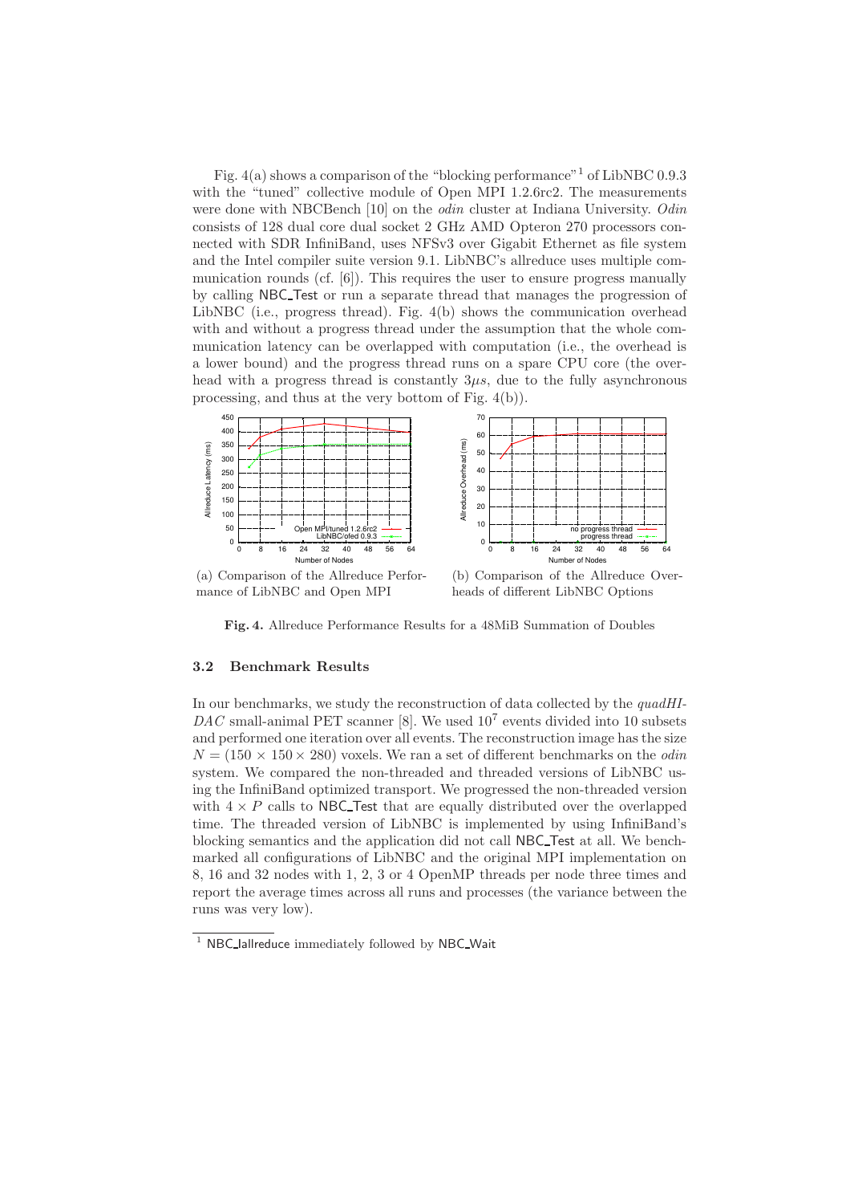Fig. 4(a) shows a comparison of the "blocking performance"[1] of LibNBC 0.9.3 with the "tuned" collective module of Open MPI 1.2.6rc2. The measurements were done with NBCBench [10] on the *odin* cluster at Indiana University. *Odin* consists of 128 dual core dual socket 2 GHz AMD Opteron 270 processors connected with SDR InfiniBand, uses NFSv3 over Gigabit Ethernet as file system and the Intel compiler suite version 9.1. LibNBC's allreduce uses multiple communication rounds (cf. [6]). This requires the user to ensure progress manually by calling NBC_Test or run a separate thread that manages the progression of LibNBC (i.e., progress thread). Fig. 4(b) shows the communication overhead with and without a progress thread under the assumption that the whole communication latency can be overlapped with computation (i.e., the overhead is a lower bound) and the progress thread runs on a spare CPU core (the overhead with a progress thread is constantly $3\mu s$, due to the fully asynchronous processing, and thus at the very bottom of Fig. 4(b)).

(a) Comparison of the Allreduce Performance of LibNBC and Open MPI

(b) Comparison of the Allreduce Overheads of different LibNBC Options

**Fig. 4.** Allreduce Performance Results for a 48MiB Summation of Doubles

### 3.2 Benchmark Results

In our benchmarks, we study the reconstruction of data collected by the *quadHIDAC* small-animal PET scanner [8]. We used $10^7$ events divided into 10 subsets and performed one iteration over all events. The reconstruction image has the size $N = (150 \times 150 \times 280)$ voxels. We ran a set of different benchmarks on the *odin* system. We compared the non-threaded and threaded versions of LibNBC using the InfiniBand optimized transport. We progressed the non-threaded version with $4 \times P$ calls to NBC_Test that are equally distributed over the overlapped time. The threaded version of LibNBC is implemented by using InfiniBand's blocking semantics and the application did not call NBC_Test at all. We benchmarked all configurations of LibNBC and the original MPI implementation on 8, 16 and 32 nodes with 1, 2, 3 or 4 OpenMP threads per node three times and report the average times across all runs and processes (the variance between the runs was very low).

[1] NBC_Iallreduce immediately followed by NBC_Wait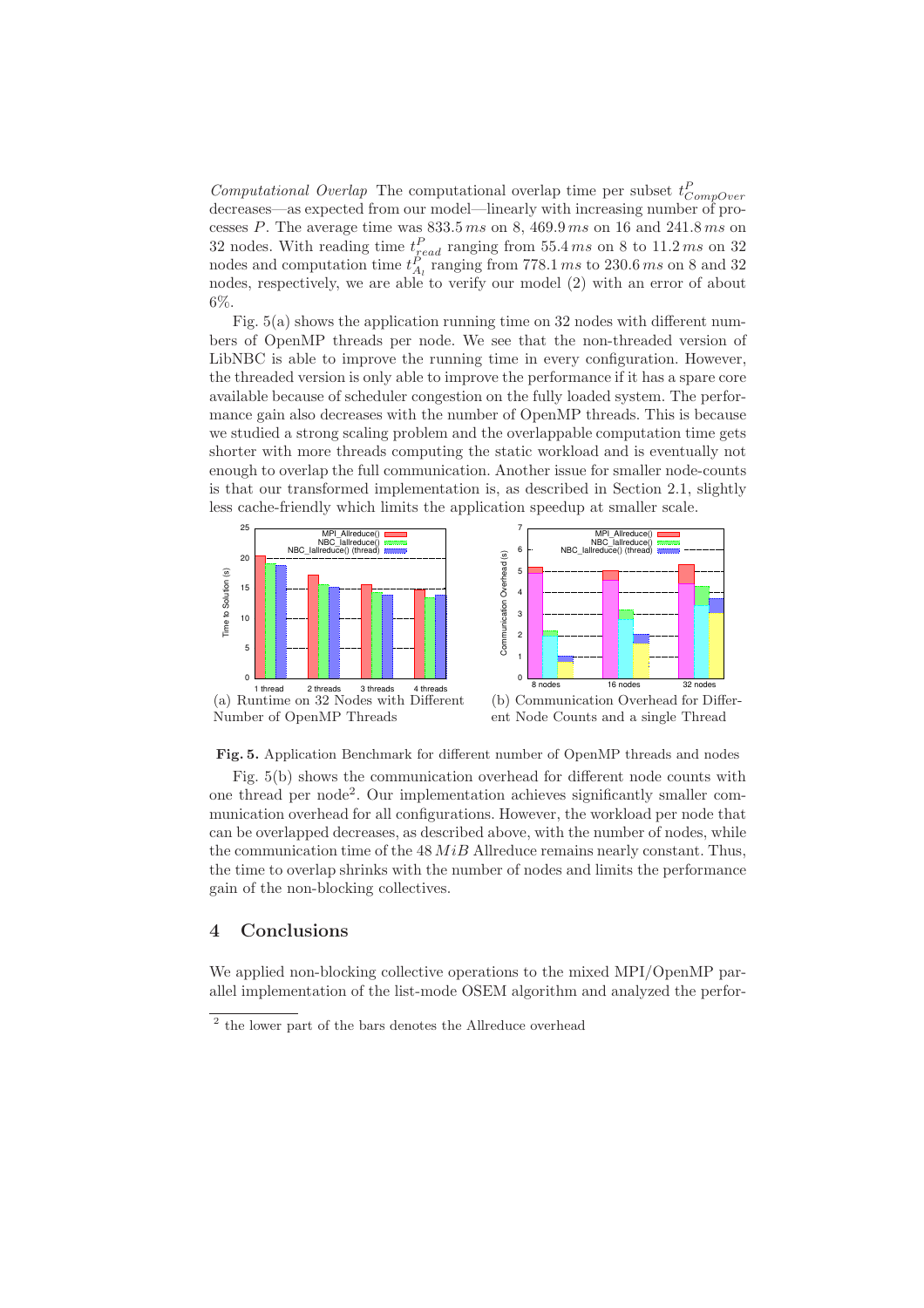*Computational Overlap* The computational overlap time per subset $t^P_{CompOver}$ decreases—as expected from our model—linearly with increasing number of processes $P$. The average time was $833.5\,ms$ on 8, $469.9\,ms$ on 16 and $241.8\,ms$ on 32 nodes. With reading time $t^P_{read}$ ranging from $55.4\,ms$ on 8 to $11.2\,ms$ on 32 nodes and computation time $t^P_{A_l}$ ranging from $778.1\,ms$ to $230.6\,ms$ on 8 and 32 nodes, respectively, we are able to verify our model (2) with an error of about 6%.

Fig. 5(a) shows the application running time on 32 nodes with different numbers of OpenMP threads per node. We see that the non-threaded version of LibNBC is able to improve the running time in every configuration. However, the threaded version is only able to improve the performance if it has a spare core available because of scheduler congestion on the fully loaded system. The performance gain also decreases with the number of OpenMP threads. This is because we studied a strong scaling problem and the overlappable computation time gets shorter with more threads computing the static workload and is eventually not enough to overlap the full communication. Another issue for smaller node-counts is that our transformed implementation is, as described in Section 2.1, slightly less cache-friendly which limits the application speedup at smaller scale.

(a) Runtime on 32 Nodes with Different Number of OpenMP Threads

(b) Communication Overhead for Different Node Counts and a single Thread

**Fig. 5.** Application Benchmark for different number of OpenMP threads and nodes

Fig. 5(b) shows the communication overhead for different node counts with one thread per node[2]. Our implementation achieves significantly smaller communication overhead for all configurations. However, the workload per node that can be overlapped decreases, as described above, with the number of nodes, while the communication time of the $48\,MiB$ Allreduce remains nearly constant. Thus, the time to overlap shrinks with the number of nodes and limits the performance gain of the non-blocking collectives.

## 4 Conclusions

We applied non-blocking collective operations to the mixed MPI/OpenMP parallel implementation of the list-mode OSEM algorithm and analyzed the perfor-

[2] the lower part of the bars denotes the Allreduce overhead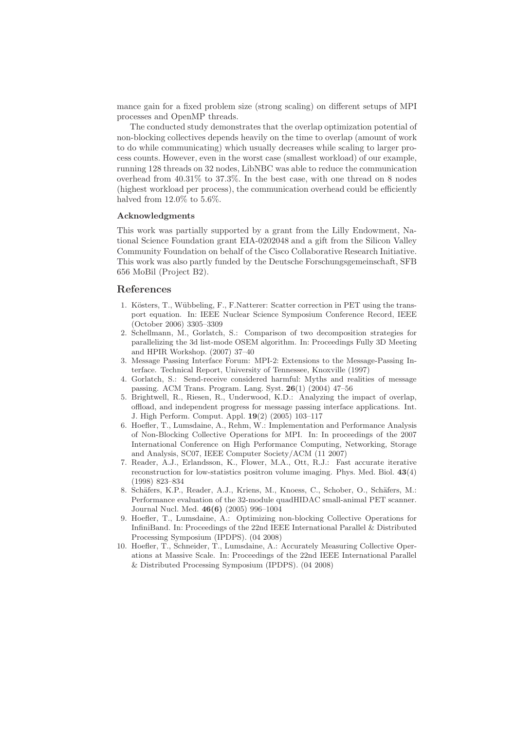mance gain for a fixed problem size (strong scaling) on different setups of MPI processes and OpenMP threads.

The conducted study demonstrates that the overlap optimization potential of non-blocking collectives depends heavily on the time to overlap (amount of work to do while communicating) which usually decreases while scaling to larger process counts. However, even in the worst case (smallest workload) of our example, running 128 threads on 32 nodes, LibNBC was able to reduce the communication overhead from 40.31% to 37.3%. In the best case, with one thread on 8 nodes (highest workload per process), the communication overhead could be efficiently halved from 12.0% to 5.6%.

### Acknowledgments

This work was partially supported by a grant from the Lilly Endowment, National Science Foundation grant EIA-0202048 and a gift from the Silicon Valley Community Foundation on behalf of the Cisco Collaborative Research Initiative. This work was also partly funded by the Deutsche Forschungsgemeinschaft, SFB 656 MoBil (Project B2).

## References

1. Kösters, T., Wübbeling, F., F.Natterer: Scatter correction in PET using the transport equation. In: IEEE Nuclear Science Symposium Conference Record, IEEE (October 2006) 3305–3309
2. Schellmann, M., Gorlatch, S.: Comparison of two decomposition strategies for parallelizing the 3d list-mode OSEM algorithm. In: Proceedings Fully 3D Meeting and HPIR Workshop. (2007) 37–40
3. Message Passing Interface Forum: MPI-2: Extensions to the Message-Passing Interface. Technical Report, University of Tennessee, Knoxville (1997)
4. Gorlatch, S.: Send-receive considered harmful: Myths and realities of message passing. ACM Trans. Program. Lang. Syst. **26**(1) (2004) 47–56
5. Brightwell, R., Riesen, R., Underwood, K.D.: Analyzing the impact of overlap, offload, and independent progress for message passing interface applications. Int. J. High Perform. Comput. Appl. **19**(2) (2005) 103–117
6. Hoefler, T., Lumsdaine, A., Rehm, W.: Implementation and Performance Analysis of Non-Blocking Collective Operations for MPI. In: In proceedings of the 2007 International Conference on High Performance Computing, Networking, Storage and Analysis, SC07, IEEE Computer Society/ACM (11 2007)
7. Reader, A.J., Erlandsson, K., Flower, M.A., Ott, R.J.: Fast accurate iterative reconstruction for low-statistics positron volume imaging. Phys. Med. Biol. **43**(4) (1998) 823–834
8. Schäfers, K.P., Reader, A.J., Kriens, M., Knoess, C., Schober, O., Schäfers, M.: Performance evaluation of the 32-module quadHIDAC small-animal PET scanner. Journal Nucl. Med. **46(6)** (2005) 996–1004
9. Hoefler, T., Lumsdaine, A.: Optimizing non-blocking Collective Operations for InfiniBand. In: Proceedings of the 22nd IEEE International Parallel & Distributed Processing Symposium (IPDPS). (04 2008)
10. Hoefler, T., Schneider, T., Lumsdaine, A.: Accurately Measuring Collective Operations at Massive Scale. In: Proceedings of the 22nd IEEE International Parallel & Distributed Processing Symposium (IPDPS). (04 2008)